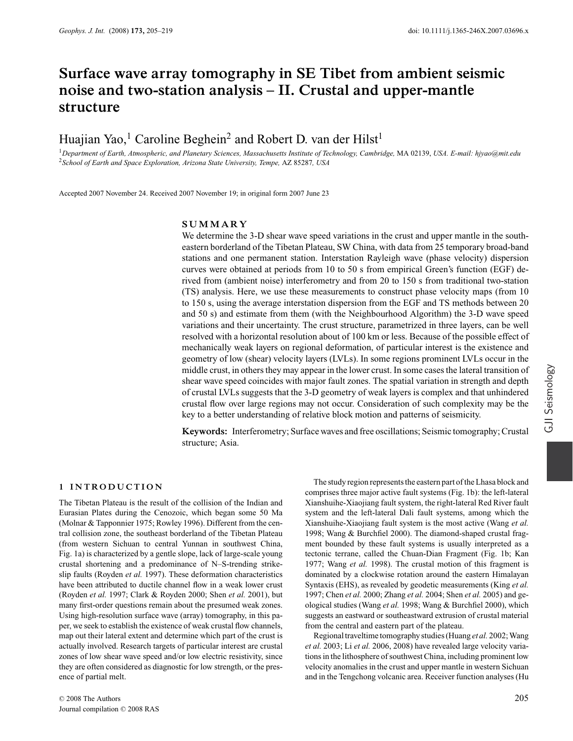# Surface wave array tomography in SE Tibet from ambient seismic noise and two-station analysis – II. Crustal and upper-mantle structure

Huajian Yao,[1] Caroline Beghein[2] and Robert D. van der Hilst[1]

[1]*Department of Earth, Atmospheric, and Planetary Sciences, Massachusetts Institute of Technology, Cambridge,* MA 02139, *USA. E-mail: hjyao@mit.edu*
[2]*School of Earth and Space Exploration, Arizona State University, Tempe,* AZ 85287, *USA*

Accepted 2007 November 24. Received 2007 November 19; in original form 2007 June 23

## SUMMARY

We determine the 3-D shear wave speed variations in the crust and upper mantle in the southeastern borderland of the Tibetan Plateau, SW China, with data from 25 temporary broad-band stations and one permanent station. Interstation Rayleigh wave (phase velocity) dispersion curves were obtained at periods from 10 to 50 s from empirical Green's function (EGF) derived from (ambient noise) interferometry and from 20 to 150 s from traditional two-station (TS) analysis. Here, we use these measurements to construct phase velocity maps (from 10 to 150 s, using the average interstation dispersion from the EGF and TS methods between 20 and 50 s) and estimate from them (with the Neighbourhood Algorithm) the 3-D wave speed variations and their uncertainty. The crust structure, parametrized in three layers, can be well resolved with a horizontal resolution about of 100 km or less. Because of the possible effect of mechanically weak layers on regional deformation, of particular interest is the existence and geometry of low (shear) velocity layers (LVLs). In some regions prominent LVLs occur in the middle crust, in others they may appear in the lower crust. In some cases the lateral transition of shear wave speed coincides with major fault zones. The spatial variation in strength and depth of crustal LVLs suggests that the 3-D geometry of weak layers is complex and that unhindered crustal flow over large regions may not occur. Consideration of such complexity may be the key to a better understanding of relative block motion and patterns of seismicity.

**Keywords:** Interferometry; Surface waves and free oscillations; Seismic tomography; Crustal structure; Asia.

## 1 INTRODUCTION

The Tibetan Plateau is the result of the collision of the Indian and Eurasian Plates during the Cenozoic, which began some 50 Ma (Molnar & Tapponnier 1975; Rowley 1996). Different from the central collision zone, the southeast borderland of the Tibetan Plateau (from western Sichuan to central Yunnan in southwest China, Fig. 1a) is characterized by a gentle slope, lack of large-scale young crustal shortening and a predominance of N–S-trending strike-slip faults (Royden *et al.* 1997). These deformation characteristics have been attributed to ductile channel flow in a weak lower crust (Royden *et al.* 1997; Clark & Royden 2000; Shen *et al.* 2001), but many first-order questions remain about the presumed weak zones. Using high-resolution surface wave (array) tomography, in this paper, we seek to establish the existence of weak crustal flow channels, map out their lateral extent and determine which part of the crust is actually involved. Research targets of particular interest are crustal zones of low shear wave speed and/or low electric resistivity, since they are often considered as diagnostic for low strength, or the presence of partial melt.

The study region represents the eastern part of the Lhasa block and comprises three major active fault systems (Fig. 1b): the left-lateral Xianshuihe-Xiaojiang fault system, the right-lateral Red River fault system and the left-lateral Dali fault systems, among which the Xianshuihe-Xiaojiang fault system is the most active (Wang *et al.* 1998; Wang & Burchfiel 2000). The diamond-shaped crustal fragment bounded by these fault systems is usually interpreted as a tectonic terrane, called the Chuan-Dian Fragment (Fig. 1b; Kan 1977; Wang *et al.* 1998). The crustal motion of this fragment is dominated by a clockwise rotation around the eastern Himalayan Syntaxis (EHS), as revealed by geodetic measurements (King *et al.* 1997; Chen *et al.* 2000; Zhang *et al.* 2004; Shen *et al.* 2005) and geological studies (Wang *et al.* 1998; Wang & Burchfiel 2000), which suggests an eastward or southeastward extrusion of crustal material from the central and eastern part of the plateau.

Regional traveltime tomography studies (Huang *et al.* 2002; Wang *et al.* 2003; Li *et al.* 2006, 2008) have revealed large velocity variations in the lithosphere of southwest China, including prominent low velocity anomalies in the crust and upper mantle in western Sichuan and in the Tengchong volcanic area. Receiver function analyses (Hu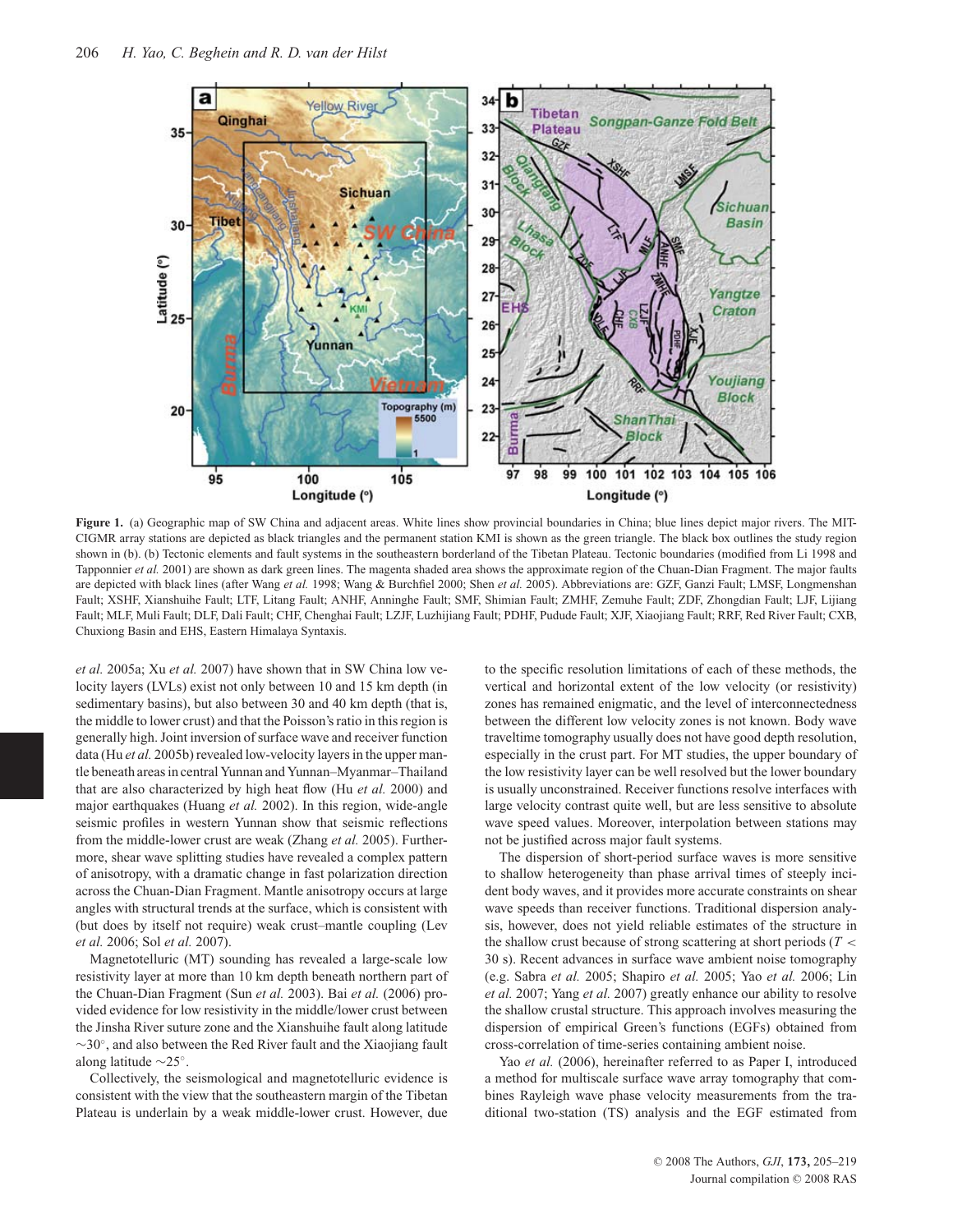**Figure 1.** (a) Geographic map of SW China and adjacent areas. White lines show provincial boundaries in China; blue lines depict major rivers. The MIT-CIGMR array stations are depicted as black triangles and the permanent station KMI is shown as the green triangle. The black box outlines the study region shown in (b). (b) Tectonic elements and fault systems in the southeastern borderland of the Tibetan Plateau. Tectonic boundaries (modified from Li 1998 and Tapponnier *et al.* 2001) are shown as dark green lines. The magenta shaded area shows the approximate region of the Chuan-Dian Fragment. The major faults are depicted with black lines (after Wang *et al.* 1998; Wang & Burchfiel 2000; Shen *et al.* 2005). Abbreviations are: GZF, Ganzi Fault; LMSF, Longmenshan Fault; XSHF, Xianshuihe Fault; LTF, Litang Fault; ANHF, Anninghe Fault; SMF, Shimian Fault; ZMHF, Zemuhe Fault; ZDF, Zhongdian Fault; LJF, Lijiang Fault; MLF, Muli Fault; DLF, Dali Fault; CHF, Chenghai Fault; LZJF, Luzhijiang Fault; PDHF, Pudude Fault; XJF, Xiaojiang Fault; RRF, Red River Fault; CXB, Chuxiong Basin and EHS, Eastern Himalaya Syntaxis.

*et al.* 2005a; Xu *et al.* 2007) have shown that in SW China low velocity layers (LVLs) exist not only between 10 and 15 km depth (in sedimentary basins), but also between 30 and 40 km depth (that is, the middle to lower crust) and that the Poisson's ratio in this region is generally high. Joint inversion of surface wave and receiver function data (Hu *et al.* 2005b) revealed low-velocity layers in the upper mantle beneath areas in central Yunnan and Yunnan–Myanmar–Thailand that are also characterized by high heat flow (Hu *et al.* 2000) and major earthquakes (Huang *et al.* 2002). In this region, wide-angle seismic profiles in western Yunnan show that seismic reflections from the middle-lower crust are weak (Zhang *et al.* 2005). Furthermore, shear wave splitting studies have revealed a complex pattern of anisotropy, with a dramatic change in fast polarization direction across the Chuan-Dian Fragment. Mantle anisotropy occurs at large angles with structural trends at the surface, which is consistent with (but does by itself not require) weak crust–mantle coupling (Lev *et al.* 2006; Sol *et al.* 2007).

Magnetotelluric (MT) sounding has revealed a large-scale low resistivity layer at more than 10 km depth beneath northern part of the Chuan-Dian Fragment (Sun *et al.* 2003). Bai *et al.* (2006) provided evidence for low resistivity in the middle/lower crust between the Jinsha River suture zone and the Xianshuihe fault along latitude $\sim 30^{\circ}$, and also between the Red River fault and the Xiaojiang fault along latitude $\sim 25^{\circ}$.

Collectively, the seismological and magnetotelluric evidence is consistent with the view that the southeastern margin of the Tibetan Plateau is underlain by a weak middle-lower crust. However, due to the specific resolution limitations of each of these methods, the vertical and horizontal extent of the low velocity (or resistivity) zones has remained enigmatic, and the level of interconnectedness between the different low velocity zones is not known. Body wave traveltime tomography usually does not have good depth resolution, especially in the crust part. For MT studies, the upper boundary of the low resistivity layer can be well resolved but the lower boundary is usually unconstrained. Receiver functions resolve interfaces with large velocity contrast quite well, but are less sensitive to absolute wave speed values. Moreover, interpolation between stations may not be justified across major fault systems.

The dispersion of short-period surface waves is more sensitive to shallow heterogeneity than phase arrival times of steeply incident body waves, and it provides more accurate constraints on shear wave speeds than receiver functions. Traditional dispersion analysis, however, does not yield reliable estimates of the structure in the shallow crust because of strong scattering at short periods ($T <$ 30 s). Recent advances in surface wave ambient noise tomography (e.g. Sabra *et al.* 2005; Shapiro *et al.* 2005; Yao *et al.* 2006; Lin *et al.* 2007; Yang *et al.* 2007) greatly enhance our ability to resolve the shallow crustal structure. This approach involves measuring the dispersion of empirical Green's functions (EGFs) obtained from cross-correlation of time-series containing ambient noise.

Yao *et al.* (2006), hereinafter referred to as Paper I, introduced a method for multiscale surface wave array tomography that combines Rayleigh wave phase velocity measurements from the traditional two-station (TS) analysis and the EGF estimated from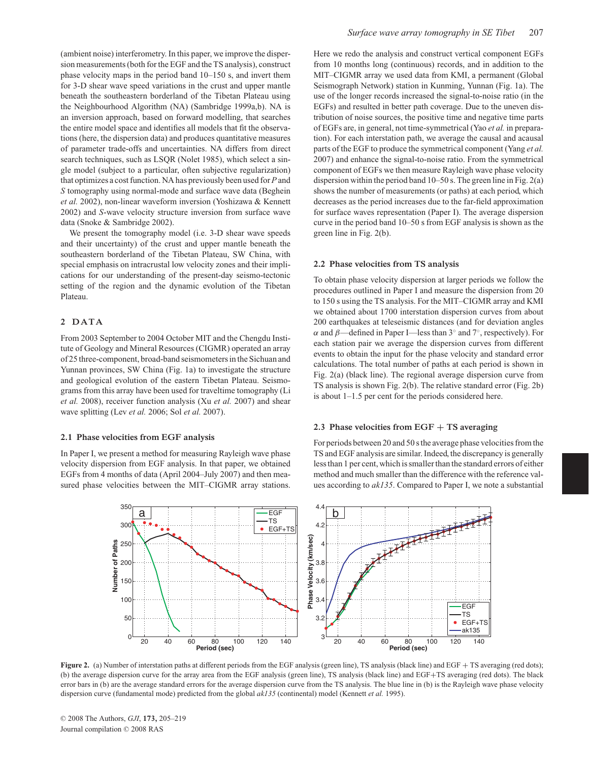(ambient noise) interferometry. In this paper, we improve the dispersion measurements (both for the EGF and the TS analysis), construct phase velocity maps in the period band 10–150 s, and invert them for 3-D shear wave speed variations in the crust and upper mantle beneath the southeastern borderland of the Tibetan Plateau using the Neighbourhood Algorithm (NA) (Sambridge 1999a,b). NA is an inversion approach, based on forward modelling, that searches the entire model space and identifies all models that fit the observations (here, the dispersion data) and produces quantitative measures of parameter trade-offs and uncertainties. NA differs from direct search techniques, such as LSQR (Nolet 1985), which select a single model (subject to a particular, often subjective regularization) that optimizes a cost function. NA has previously been used for *P* and *S* tomography using normal-mode and surface wave data (Beghein *et al.* 2002), non-linear waveform inversion (Yoshizawa & Kennett 2002) and *S*-wave velocity structure inversion from surface wave data (Snoke & Sambridge 2002).

We present the tomography model (i.e. 3-D shear wave speeds and their uncertainty) of the crust and upper mantle beneath the southeastern borderland of the Tibetan Plateau, SW China, with special emphasis on intracrustal low velocity zones and their implications for our understanding of the present-day seismo-tectonic setting of the region and the dynamic evolution of the Tibetan Plateau.

## 2 DATA

From 2003 September to 2004 October MIT and the Chengdu Institute of Geology and Mineral Resources (CIGMR) operated an array of 25 three-component, broad-band seismometers in the Sichuan and Yunnan provinces, SW China (Fig. 1a) to investigate the structure and geological evolution of the eastern Tibetan Plateau. Seismograms from this array have been used for traveltime tomography (Li *et al.* 2008), receiver function analysis (Xu *et al.* 2007) and shear wave splitting (Lev *et al.* 2006; Sol *et al.* 2007).

### 2.1 Phase velocities from EGF analysis

In Paper I, we present a method for measuring Rayleigh wave phase velocity dispersion from EGF analysis. In that paper, we obtained EGFs from 4 months of data (April 2004–July 2007) and then measured phase velocities between the MIT–CIGMR array stations. Here we redo the analysis and construct vertical component EGFs from 10 months long (continuous) records, and in addition to the MIT–CIGMR array we used data from KMI, a permanent (Global Seismograph Network) station in Kunming, Yunnan (Fig. 1a). The use of the longer records increased the signal-to-noise ratio (in the EGFs) and resulted in better path coverage. Due to the uneven distribution of noise sources, the positive time and negative time parts of EGFs are, in general, not time-symmetrical (Yao *et al.* in preparation). For each interstation path, we average the causal and acausal parts of the EGF to produce the symmetrical component (Yang *et al.* 2007) and enhance the signal-to-noise ratio. From the symmetrical component of EGFs we then measure Rayleigh wave phase velocity dispersion within the period band 10–50 s. The green line in Fig. 2(a) shows the number of measurements (or paths) at each period, which decreases as the period increases due to the far-field approximation for surface waves representation (Paper I). The average dispersion curve in the period band 10–50 s from EGF analysis is shown as the green line in Fig. 2(b).

### 2.2 Phase velocities from TS analysis

To obtain phase velocity dispersion at larger periods we follow the procedures outlined in Paper I and measure the dispersion from 20 to 150 s using the TS analysis. For the MIT–CIGMR array and KMI we obtained about 1700 interstation dispersion curves from about 200 earthquakes at teleseismic distances (and for deviation angles $\alpha$ and $\beta$—defined in Paper I—less than $3^\circ$ and $7^\circ$, respectively). For each station pair we average the dispersion curves from different events to obtain the input for the phase velocity and standard error calculations. The total number of paths at each period is shown in Fig. 2(a) (black line). The regional average dispersion curve from TS analysis is shown Fig. 2(b). The relative standard error (Fig. 2b) is about 1–1.5 per cent for the periods considered here.

### 2.3 Phase velocities from EGF + TS averaging

For periods between 20 and 50 s the average phase velocities from the TS and EGF analysis are similar. Indeed, the discrepancy is generally less than 1 per cent, which is smaller than the standard errors of either method and much smaller than the difference with the reference values according to *ak135*. Compared to Paper I, we note a substantial

**Figure 2.** (a) Number of interstation paths at different periods from the EGF analysis (green line), TS analysis (black line) and EGF + TS averaging (red dots); (b) the average dispersion curve for the array area from the EGF analysis (green line), TS analysis (black line) and EGF+TS averaging (red dots). The black error bars in (b) are the average standard errors for the average dispersion curve from the TS analysis. The blue line in (b) is the Rayleigh wave phase velocity dispersion curve (fundamental mode) predicted from the global *ak135* (continental) model (Kennett *et al.* 1995).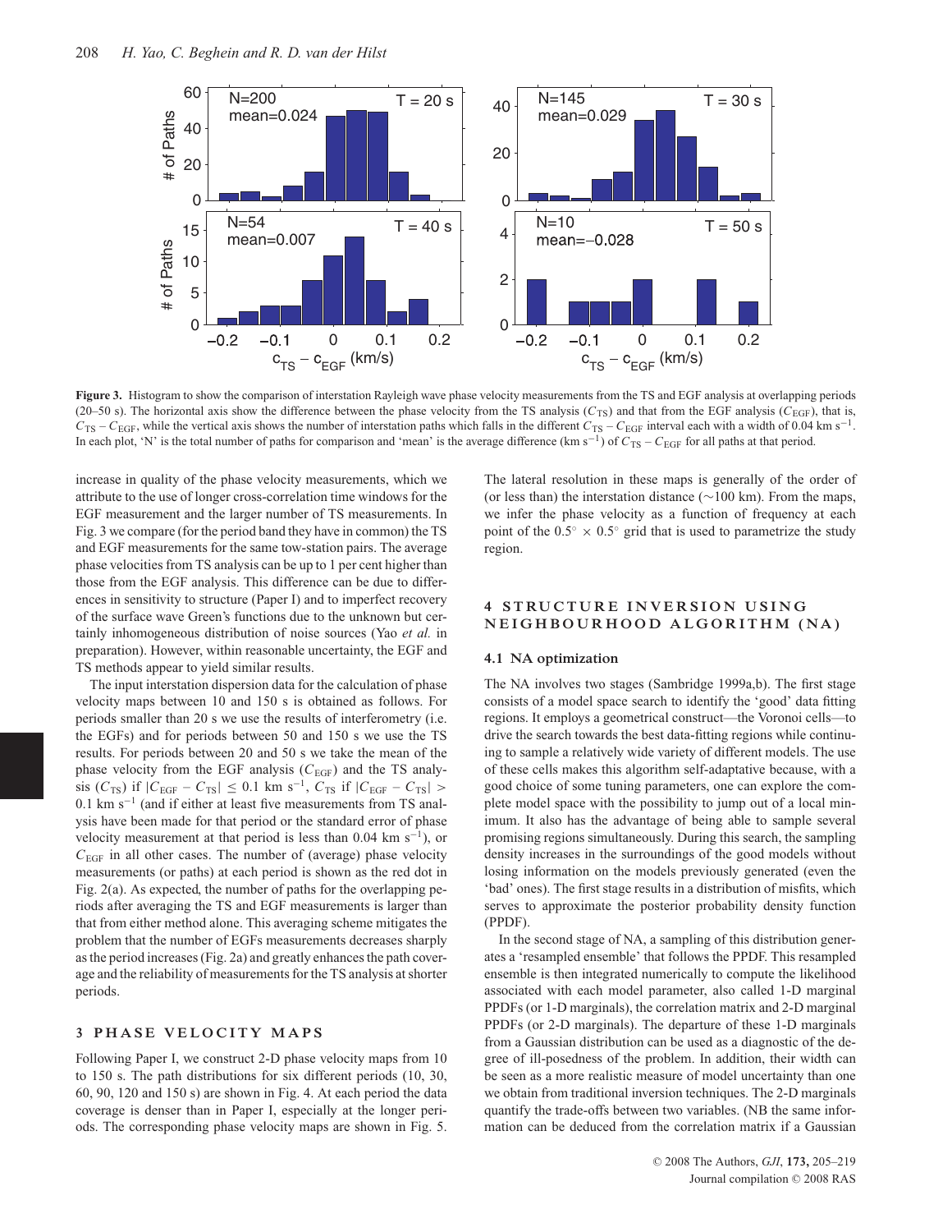**Figure 3.** Histogram to show the comparison of interstation Rayleigh wave phase velocity measurements from the TS and EGF analysis at overlapping periods (20–50 s). The horizontal axis show the difference between the phase velocity from the TS analysis ($C_{\mathrm{TS}}$) and that from the EGF analysis ($C_{\mathrm{EGF}}$), that is, $C_{\mathrm{TS}} - C_{\mathrm{EGF}}$, while the vertical axis shows the number of interstation paths which falls in the different $C_{\mathrm{TS}} - C_{\mathrm{EGF}}$ interval each with a width of 0.04 km s$^{-1}$. In each plot, 'N' is the total number of paths for comparison and 'mean' is the average difference (km s$^{-1}$) of $C_{\mathrm{TS}} - C_{\mathrm{EGF}}$ for all paths at that period.

increase in quality of the phase velocity measurements, which we attribute to the use of longer cross-correlation time windows for the EGF measurement and the larger number of TS measurements. In Fig. 3 we compare (for the period band they have in common) the TS and EGF measurements for the same tow-station pairs. The average phase velocities from TS analysis can be up to 1 per cent higher than those from the EGF analysis. This difference can be due to differences in sensitivity to structure (Paper I) and to imperfect recovery of the surface wave Green's functions due to the unknown but certainly inhomogeneous distribution of noise sources (Yao *et al.* in preparation). However, within reasonable uncertainty, the EGF and TS methods appear to yield similar results.

The input interstation dispersion data for the calculation of phase velocity maps between 10 and 150 s is obtained as follows. For periods smaller than 20 s we use the results of interferometry (i.e. the EGFs) and for periods between 50 and 150 s we use the TS results. For periods between 20 and 50 s we take the mean of the phase velocity from the EGF analysis ($C_{\mathrm{EGF}}$) and the TS analysis ($C_{\mathrm{TS}}$) if $|C_{\mathrm{EGF}} - C_{\mathrm{TS}}| \le 0.1$ km s$^{-1}$, $C_{\mathrm{TS}}$ if $|C_{\mathrm{EGF}} - C_{\mathrm{TS}}| > 0.1$ km s$^{-1}$ (and if either at least five measurements from TS analysis have been made for that period or the standard error of phase velocity measurement at that period is less than 0.04 km s$^{-1}$), or $C_{\mathrm{EGF}}$ in all other cases. The number of (average) phase velocity measurements (or paths) at each period is shown as the red dot in Fig. 2(a). As expected, the number of paths for the overlapping periods after averaging the TS and EGF measurements is larger than that from either method alone. This averaging scheme mitigates the problem that the number of EGFs measurements decreases sharply as the period increases (Fig. 2a) and greatly enhances the path coverage and the reliability of measurements for the TS analysis at shorter periods.

## 3 PHASE VELOCITY MAPS

Following Paper I, we construct 2-D phase velocity maps from 10 to 150 s. The path distributions for six different periods (10, 30, 60, 90, 120 and 150 s) are shown in Fig. 4. At each period the data coverage is denser than in Paper I, especially at the longer periods. The corresponding phase velocity maps are shown in Fig. 5. The lateral resolution in these maps is generally of the order of (or less than) the interstation distance (~100 km). From the maps, we infer the phase velocity as a function of frequency at each point of the $0.5^\circ \times 0.5^\circ$ grid that is used to parametrize the study region.

## 4 STRUCTURE INVERSION USING NEIGHBOURHOOD ALGORITHM (NA)

### 4.1 NA optimization

The NA involves two stages (Sambridge 1999a,b). The first stage consists of a model space search to identify the 'good' data fitting regions. It employs a geometrical construct—the Voronoi cells—to drive the search towards the best data-fitting regions while continuing to sample a relatively wide variety of different models. The use of these cells makes this algorithm self-adaptative because, with a good choice of some tuning parameters, one can explore the complete model space with the possibility to jump out of a local minimum. It also has the advantage of being able to sample several promising regions simultaneously. During this search, the sampling density increases in the surroundings of the good models without losing information on the models previously generated (even the 'bad' ones). The first stage results in a distribution of misfits, which serves to approximate the posterior probability density function (PPDF).

In the second stage of NA, a sampling of this distribution generates a 'resampled ensemble' that follows the PPDF. This resampled ensemble is then integrated numerically to compute the likelihood associated with each model parameter, also called 1-D marginal PPDFs (or 1-D marginals), the correlation matrix and 2-D marginal PPDFs (or 2-D marginals). The departure of these 1-D marginals from a Gaussian distribution can be used as a diagnostic of the degree of ill-posedness of the problem. In addition, their width can be seen as a more realistic measure of model uncertainty than one we obtain from traditional inversion techniques. The 2-D marginals quantify the trade-offs between two variables. (NB the same information can be deduced from the correlation matrix if a Gaussian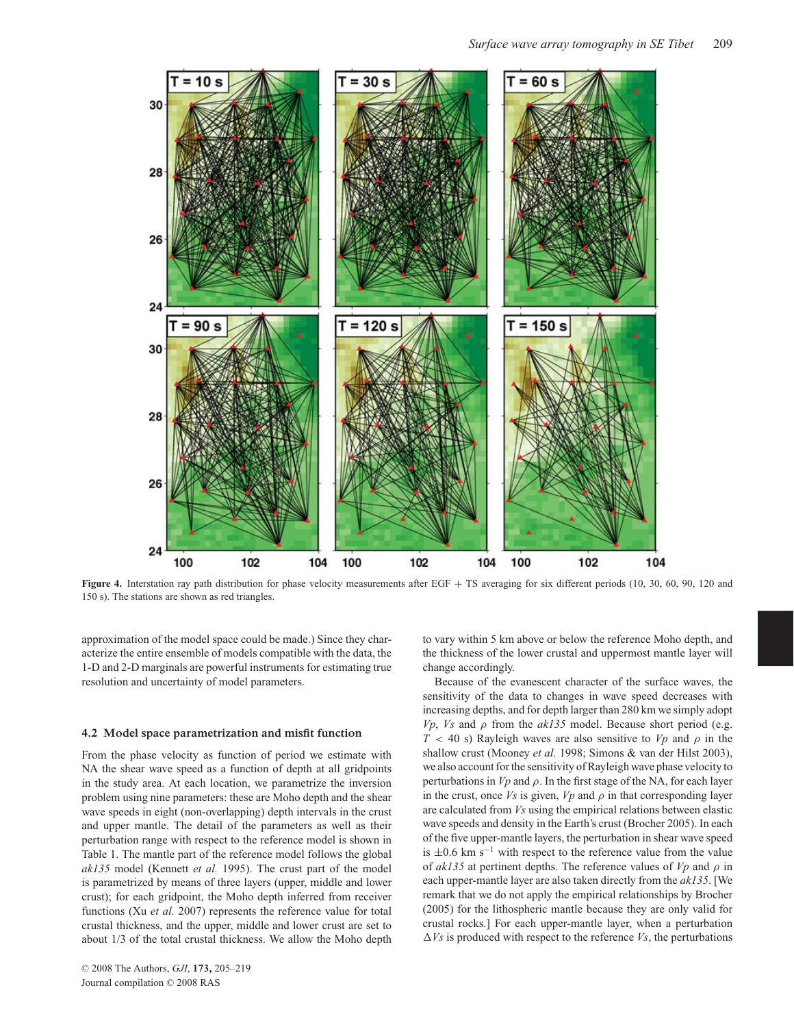**Figure 4.** Interstation ray path distribution for phase velocity measurements after EGF + TS averaging for six different periods (10, 30, 60, 90, 120 and 150 s). The stations are shown as red triangles.

approximation of the model space could be made.) Since they characterize the entire ensemble of models compatible with the data, the 1-D and 2-D marginals are powerful instruments for estimating true resolution and uncertainty of model parameters.

### 4.2 Model space parametrization and misfit function

From the phase velocity as function of period we estimate with NA the shear wave speed as a function of depth at all gridpoints in the study area. At each location, we parametrize the inversion problem using nine parameters: these are Moho depth and the shear wave speeds in eight (non-overlapping) depth intervals in the crust and upper mantle. The detail of the parameters as well as their perturbation range with respect to the reference model is shown in Table 1. The mantle part of the reference model follows the global *ak135* model (Kennett *et al.* 1995). The crust part of the model is parametrized by means of three layers (upper, middle and lower crust); for each gridpoint, the Moho depth inferred from receiver functions (Xu *et al.* 2007) represents the reference value for total crustal thickness, and the upper, middle and lower crust are set to about 1/3 of the total crustal thickness. We allow the Moho depth to vary within 5 km above or below the reference Moho depth, and the thickness of the lower crustal and uppermost mantle layer will change accordingly.

Because of the evanescent character of the surface waves, the sensitivity of the data to changes in wave speed decreases with increasing depths, and for depth larger than 280 km we simply adopt $Vp$, $Vs$ and $\rho$ from the *ak135* model. Because short period (e.g. $T$ < 40 s) Rayleigh waves are also sensitive to $Vp$ and $\rho$ in the shallow crust (Mooney *et al.* 1998; Simons & van der Hilst 2003), we also account for the sensitivity of Rayleigh wave phase velocity to perturbations in $Vp$ and $\rho$. In the first stage of the NA, for each layer in the crust, once $Vs$ is given, $Vp$ and $\rho$ in that corresponding layer are calculated from $Vs$ using the empirical relations between elastic wave speeds and density in the Earth's crust (Brocher 2005). In each of the five upper-mantle layers, the perturbation in shear wave speed is $\pm 0.6$ km s$^{-1}$ with respect to the reference value from the value of *ak135* at pertinent depths. The reference values of $Vp$ and $\rho$ in each upper-mantle layer are also taken directly from the *ak135*. [We remark that we do not apply the empirical relationships by Brocher (2005) for the lithospheric mantle because they are only valid for crustal rocks.] For each upper-mantle layer, when a perturbation $\Delta Vs$ is produced with respect to the reference $Vs$, the perturbations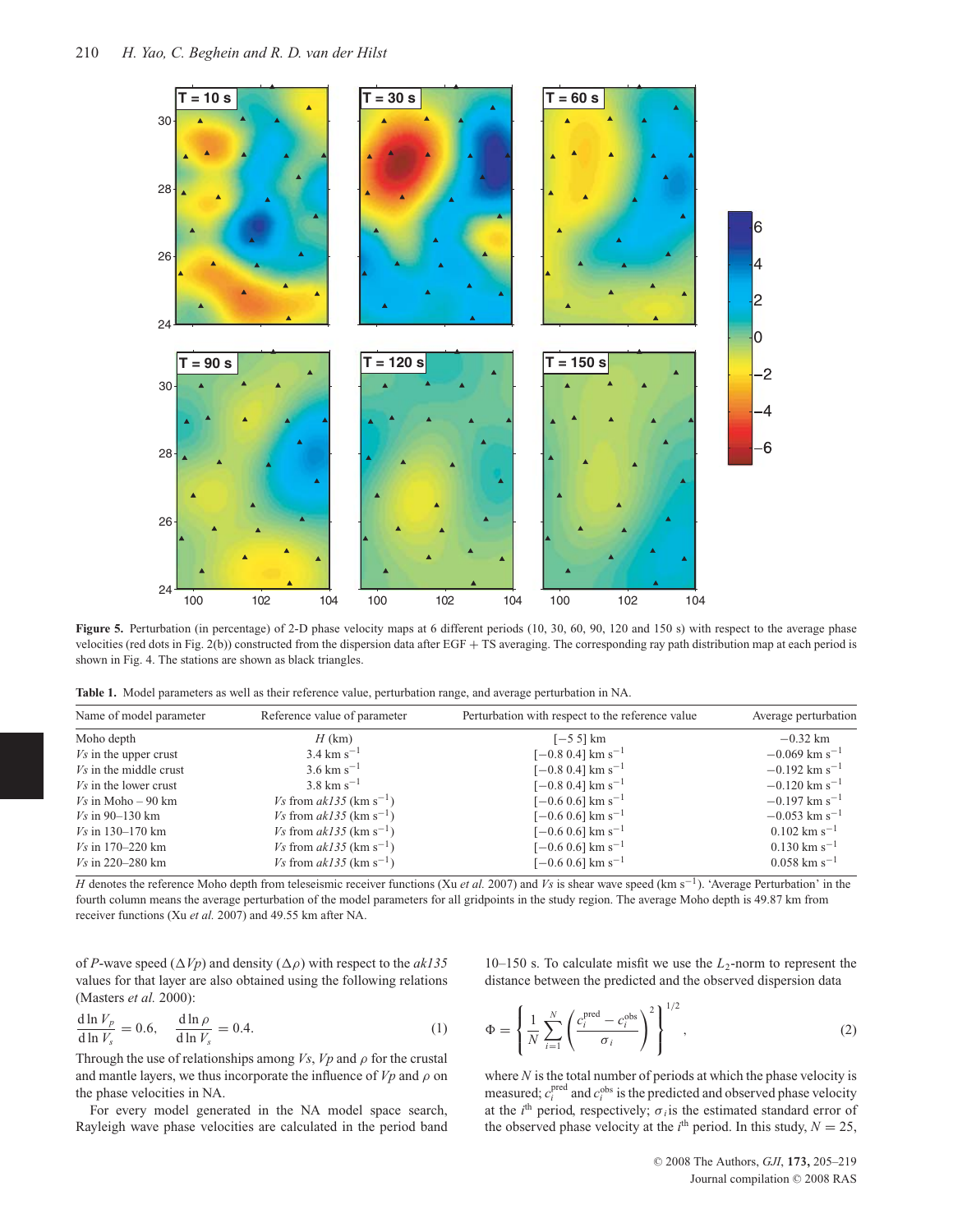**Figure 5.** Perturbation (in percentage) of 2-D phase velocity maps at 6 different periods (10, 30, 60, 90, 120 and 150 s) with respect to the average phase velocities (red dots in Fig. 2(b)) constructed from the dispersion data after EGF + TS averaging. The corresponding ray path distribution map at each period is shown in Fig. 4. The stations are shown as black triangles.

**Table 1.** Model parameters as well as their reference value, perturbation range, and average perturbation in NA.

| Name of model parameter | Reference value of parameter | Perturbation with respect to the reference value | Average perturbation |
|---|---|---|---|
| Moho depth | $H$ (km) | [−5 5] km | −0.32 km |
| $Vs$ in the upper crust | 3.4 km s$^{-1}$ | [−0.8 0.4] km s$^{-1}$ | −0.069 km s$^{-1}$ |
| $Vs$ in the middle crust | 3.6 km s$^{-1}$ | [−0.8 0.4] km s$^{-1}$ | −0.192 km s$^{-1}$ |
| $Vs$ in the lower crust | 3.8 km s$^{-1}$ | [−0.8 0.4] km s$^{-1}$ | −0.120 km s$^{-1}$ |
| $Vs$ in Moho – 90 km | $Vs$ from *ak135* (km s$^{-1}$) | [−0.6 0.6] km s$^{-1}$ | −0.197 km s$^{-1}$ |
| $Vs$ in 90–130 km | $Vs$ from *ak135* (km s$^{-1}$) | [−0.6 0.6] km s$^{-1}$ | −0.053 km s$^{-1}$ |
| $Vs$ in 130–170 km | $Vs$ from *ak135* (km s$^{-1}$) | [−0.6 0.6] km s$^{-1}$ | 0.102 km s$^{-1}$ |
| $Vs$ in 170–220 km | $Vs$ from *ak135* (km s$^{-1}$) | [−0.6 0.6] km s$^{-1}$ | 0.130 km s$^{-1}$ |
| $Vs$ in 220–280 km | $Vs$ from *ak135* (km s$^{-1}$) | [−0.6 0.6] km s$^{-1}$ | 0.058 km s$^{-1}$ |

$H$ denotes the reference Moho depth from teleseismic receiver functions (Xu *et al.* 2007) and $Vs$ is shear wave speed (km s$^{-1}$). 'Average Perturbation' in the fourth column means the average perturbation of the model parameters for all gridpoints in the study region. The average Moho depth is 49.87 km from receiver functions (Xu *et al.* 2007) and 49.55 km after NA.

of *P*-wave speed ($\Delta Vp$) and density ($\Delta\rho$) with respect to the *ak135* values for that layer are also obtained using the following relations (Masters *et al.* 2000):

$$\frac{\mathrm{d}\ln V_p}{\mathrm{d}\ln V_s} = 0.6, \quad \frac{\mathrm{d}\ln \rho}{\mathrm{d}\ln V_s} = 0.4. \tag{1}$$

Through the use of relationships among $Vs$, $Vp$ and $\rho$ for the crustal and mantle layers, we thus incorporate the influence of $Vp$ and $\rho$ on the phase velocities in NA.

For every model generated in the NA model space search, Rayleigh wave phase velocities are calculated in the period band 10–150 s. To calculate misfit we use the $L_2$-norm to represent the distance between the predicted and the observed dispersion data

$$\Phi = \left\{ \frac{1}{N} \sum_{i=1}^{N} \left( \frac{c_i^{\mathrm{pred}} - c_i^{\mathrm{obs}}}{\sigma_i} \right)^2 \right\}^{1/2}, \tag{2}$$

where $N$ is the total number of periods at which the phase velocity is measured; $c_i^{\mathrm{pred}}$ and $c_i^{\mathrm{obs}}$ is the predicted and observed phase velocity at the $i^{\mathrm{th}}$ period, respectively; $\sigma_i$ is the estimated standard error of the observed phase velocity at the $i^{\mathrm{th}}$ period. In this study, $N = 25$,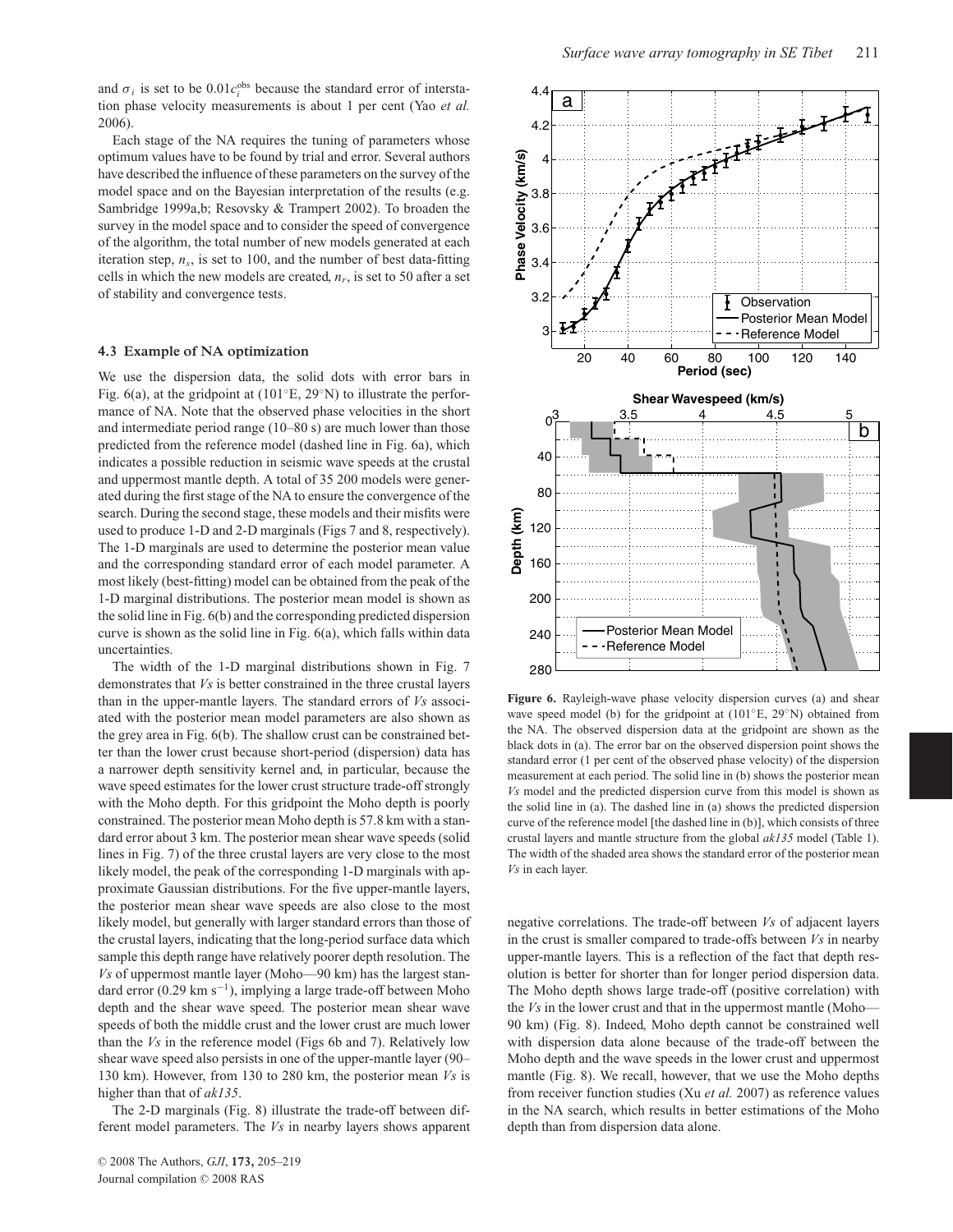and $\sigma_i$ is set to be $0.01c_i^{obs}$ because the standard error of interstation phase velocity measurements is about 1 per cent (Yao *et al.* 2006).

Each stage of the NA requires the tuning of parameters whose optimum values have to be found by trial and error. Several authors have described the influence of these parameters on the survey of the model space and on the Bayesian interpretation of the results (e.g. Sambridge 1999a,b; Resovsky & Trampert 2002). To broaden the survey in the model space and to consider the speed of convergence of the algorithm, the total number of new models generated at each iteration step, $n_s$, is set to 100, and the number of best data-fitting cells in which the new models are created, $n_r$, is set to 50 after a set of stability and convergence tests.

### 4.3 Example of NA optimization

We use the dispersion data, the solid dots with error bars in Fig. 6(a), at the gridpoint at (101°E, 29°N) to illustrate the performance of NA. Note that the observed phase velocities in the short and intermediate period range (10–80 s) are much lower than those predicted from the reference model (dashed line in Fig. 6a), which indicates a possible reduction in seismic wave speeds at the crustal and uppermost mantle depth. A total of 35 200 models were generated during the first stage of the NA to ensure the convergence of the search. During the second stage, these models and their misfits were used to produce 1-D and 2-D marginals (Figs 7 and 8, respectively). The 1-D marginals are used to determine the posterior mean value and the corresponding standard error of each model parameter. A most likely (best-fitting) model can be obtained from the peak of the 1-D marginal distributions. The posterior mean model is shown as the solid line in Fig. 6(b) and the corresponding predicted dispersion curve is shown as the solid line in Fig. 6(a), which falls within data uncertainties.

The width of the 1-D marginal distributions shown in Fig. 7 demonstrates that *Vs* is better constrained in the three crustal layers than in the upper-mantle layers. The standard errors of *Vs* associated with the posterior mean model parameters are also shown as the grey area in Fig. 6(b). The shallow crust can be constrained better than the lower crust because short-period (dispersion) data has a narrower depth sensitivity kernel and, in particular, because the wave speed estimates for the lower crust structure trade-off strongly with the Moho depth. For this gridpoint the Moho depth is poorly constrained. The posterior mean Moho depth is 57.8 km with a standard error about 3 km. The posterior mean shear wave speeds (solid lines in Fig. 7) of the three crustal layers are very close to the most likely model, the peak of the corresponding 1-D marginals with approximate Gaussian distributions. For the five upper-mantle layers, the posterior mean shear wave speeds are also close to the most likely model, but generally with larger standard errors than those of the crustal layers, indicating that the long-period surface data which sample this depth range have relatively poorer depth resolution. The *Vs* of uppermost mantle layer (Moho—90 km) has the largest standard error (0.29 km s$^{-1}$), implying a large trade-off between Moho depth and the shear wave speed. The posterior mean shear wave speeds of both the middle crust and the lower crust are much lower than the *Vs* in the reference model (Figs 6b and 7). Relatively low shear wave speed also persists in one of the upper-mantle layer (90–130 km). However, from 130 to 280 km, the posterior mean *Vs* is higher than that of *ak135*.

The 2-D marginals (Fig. 8) illustrate the trade-off between different model parameters. The *Vs* in nearby layers shows apparent negative correlations. The trade-off between *Vs* of adjacent layers in the crust is smaller compared to trade-offs between *Vs* in nearby upper-mantle layers. This is a reflection of the fact that depth resolution is better for shorter than for longer period dispersion data. The Moho depth shows large trade-off (positive correlation) with the *Vs* in the lower crust and that in the uppermost mantle (Moho—90 km) (Fig. 8). Indeed, Moho depth cannot be constrained well with dispersion data alone because of the trade-off between the Moho depth and the wave speeds in the lower crust and uppermost mantle (Fig. 8). We recall, however, that we use the Moho depths from receiver function studies (Xu *et al.* 2007) as reference values in the NA search, which results in better estimations of the Moho depth than from dispersion data alone.

**Figure 6.** Rayleigh-wave phase velocity dispersion curves (a) and shear wave speed model (b) for the gridpoint at (101°E, 29°N) obtained from the NA. The observed dispersion data at the gridpoint are shown as the black dots in (a). The error bar on the observed dispersion point shows the standard error (1 per cent of the observed phase velocity) of the dispersion measurement at each period. The solid line in (b) shows the posterior mean *Vs* model and the predicted dispersion curve from this model is shown as the solid line in (a). The dashed line in (a) shows the predicted dispersion curve of the reference model [the dashed line in (b)], which consists of three crustal layers and mantle structure from the global *ak135* model (Table 1). The width of the shaded area shows the standard error of the posterior mean *Vs* in each layer.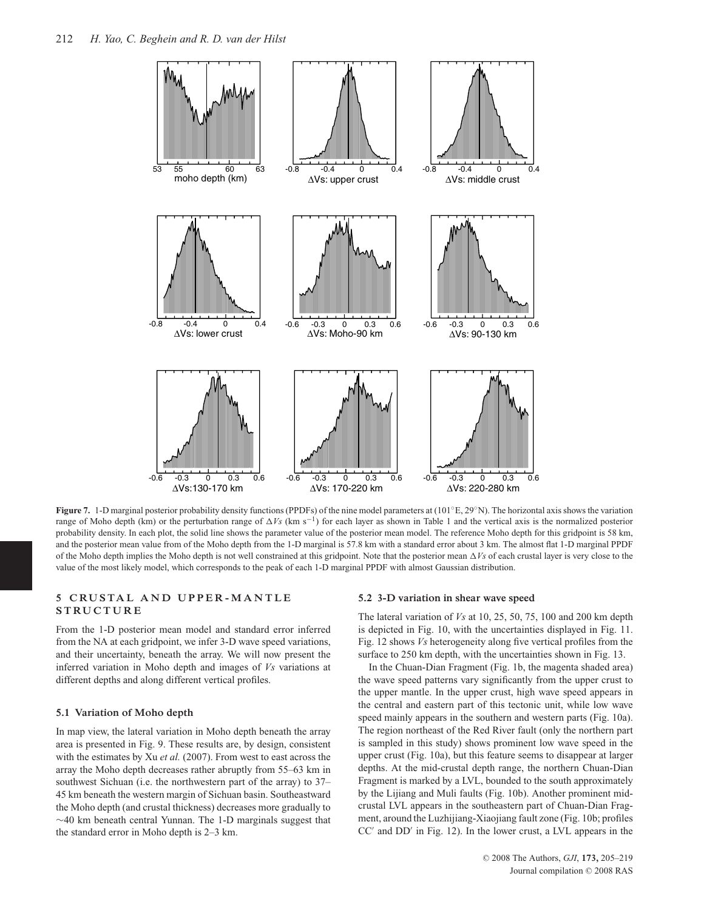**Figure 7.** 1-D marginal posterior probability density functions (PPDFs) of the nine model parameters at (101°E, 29°N). The horizontal axis shows the variation range of Moho depth (km) or the perturbation range of $\Delta Vs$ (km s$^{-1}$) for each layer as shown in Table 1 and the vertical axis is the normalized posterior probability density. In each plot, the solid line shows the parameter value of the posterior mean model. The reference Moho depth for this gridpoint is 58 km, and the posterior mean value from of the Moho depth from the 1-D marginal is 57.8 km with a standard error about 3 km. The almost flat 1-D marginal PPDF of the Moho depth implies the Moho depth is not well constrained at this gridpoint. Note that the posterior mean $\Delta Vs$ of each crustal layer is very close to the value of the most likely model, which corresponds to the peak of each 1-D marginal PPDF with almost Gaussian distribution.

## 5 CRUSTAL AND UPPER-MANTLE STRUCTURE

From the 1-D posterior mean model and standard error inferred from the NA at each gridpoint, we infer 3-D wave speed variations, and their uncertainty, beneath the array. We will now present the inferred variation in Moho depth and images of *Vs* variations at different depths and along different vertical profiles.

### 5.1 Variation of Moho depth

In map view, the lateral variation in Moho depth beneath the array area is presented in Fig. 9. These results are, by design, consistent with the estimates by Xu *et al.* (2007). From west to east across the array the Moho depth decreases rather abruptly from 55–63 km in southwest Sichuan (i.e. the northwestern part of the array) to 37–45 km beneath the western margin of Sichuan basin. Southeastward the Moho depth (and crustal thickness) decreases more gradually to ∼40 km beneath central Yunnan. The 1-D marginals suggest that the standard error in Moho depth is 2–3 km.

### 5.2 3-D variation in shear wave speed

The lateral variation of *Vs* at 10, 25, 50, 75, 100 and 200 km depth is depicted in Fig. 10, with the uncertainties displayed in Fig. 11. Fig. 12 shows *Vs* heterogeneity along five vertical profiles from the surface to 250 km depth, with the uncertainties shown in Fig. 13.

In the Chuan-Dian Fragment (Fig. 1b, the magenta shaded area) the wave speed patterns vary significantly from the upper crust to the upper mantle. In the upper crust, high wave speed appears in the central and eastern part of this tectonic unit, while low wave speed mainly appears in the southern and western parts (Fig. 10a). The region northeast of the Red River fault (only the northern part is sampled in this study) shows prominent low wave speed in the upper crust (Fig. 10a), but this feature seems to disappear at larger depths. At the mid-crustal depth range, the northern Chuan-Dian Fragment is marked by a LVL, bounded to the south approximately by the Lijiang and Muli faults (Fig. 10b). Another prominent mid-crustal LVL appears in the southeastern part of Chuan-Dian Fragment, around the Luzhijiang-Xiaojiang fault zone (Fig. 10b; profiles CC′ and DD′ in Fig. 12). In the lower crust, a LVL appears in the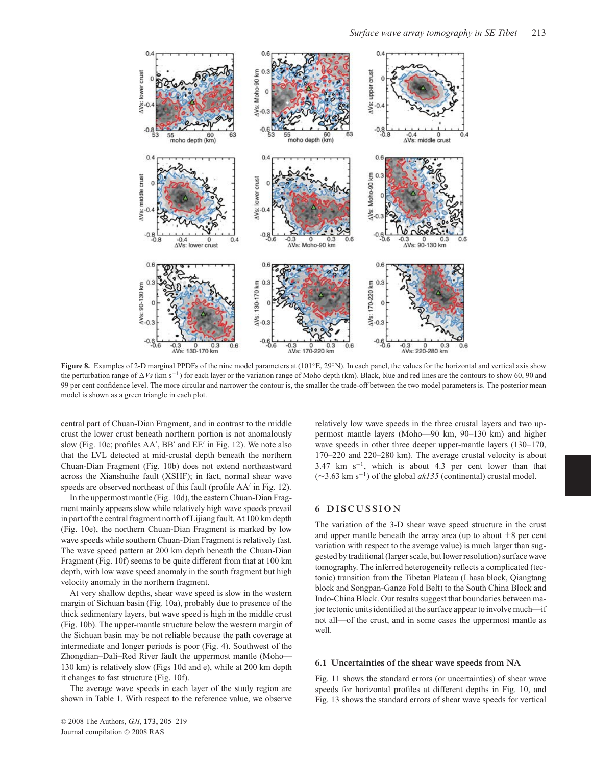**Figure 8.** Examples of 2-D marginal PPDFs of the nine model parameters at (101°E, 29°N). In each panel, the values for the horizontal and vertical axis show the perturbation range of $\Delta Vs$ (km s$^{-1}$) for each layer or the variation range of Moho depth (km). Black, blue and red lines are the contours to show 60, 90 and 99 per cent confidence level. The more circular and narrower the contour is, the smaller the trade-off between the two model parameters is. The posterior mean model is shown as a green triangle in each plot.

central part of Chuan-Dian Fragment, and in contrast to the middle crust the lower crust beneath northern portion is not anomalously slow (Fig. 10c; profiles AA′, BB′ and EE′ in Fig. 12). We note also that the LVL detected at mid-crustal depth beneath the northern Chuan-Dian Fragment (Fig. 10b) does not extend northeastward across the Xianshuihe fault (XSHF); in fact, normal shear wave speeds are observed northeast of this fault (profile AA′ in Fig. 12).

In the uppermost mantle (Fig. 10d), the eastern Chuan-Dian Fragment mainly appears slow while relatively high wave speeds prevail in part of the central fragment north of Lijiang fault. At 100 km depth (Fig. 10e), the northern Chuan-Dian Fragment is marked by low wave speeds while southern Chuan-Dian Fragment is relatively fast. The wave speed pattern at 200 km depth beneath the Chuan-Dian Fragment (Fig. 10f) seems to be quite different from that at 100 km depth, with low wave speed anomaly in the south fragment but high velocity anomaly in the northern fragment.

At very shallow depths, shear wave speed is slow in the western margin of Sichuan basin (Fig. 10a), probably due to presence of the thick sedimentary layers, but wave speed is high in the middle crust (Fig. 10b). The upper-mantle structure below the western margin of the Sichuan basin may be not reliable because the path coverage at intermediate and longer periods is poor (Fig. 4). Southwest of the Zhongdian–Dali–Red River fault the uppermost mantle (Moho—130 km) is relatively slow (Figs 10d and e), while at 200 km depth it changes to fast structure (Fig. 10f).

The average wave speeds in each layer of the study region are shown in Table 1. With respect to the reference value, we observe relatively low wave speeds in the three crustal layers and two uppermost mantle layers (Moho—90 km, 90–130 km) and higher wave speeds in other three deeper upper-mantle layers (130–170, 170–220 and 220–280 km). The average crustal velocity is about 3.47 km s$^{-1}$, which is about 4.3 per cent lower than that (~3.63 km s$^{-1}$) of the global *ak135* (continental) crustal model.

## 6 DISCUSSION

The variation of the 3-D shear wave speed structure in the crust and upper mantle beneath the array area (up to about ±8 per cent variation with respect to the average value) is much larger than suggested by traditional (larger scale, but lower resolution) surface wave tomography. The inferred heterogeneity reflects a complicated (tectonic) transition from the Tibetan Plateau (Lhasa block, Qiangtang block and Songpan-Ganze Fold Belt) to the South China Block and Indo-China Block. Our results suggest that boundaries between major tectonic units identified at the surface appear to involve much—if not all—of the crust, and in some cases the uppermost mantle as well.

### 6.1 Uncertainties of the shear wave speeds from NA

Fig. 11 shows the standard errors (or uncertainties) of shear wave speeds for horizontal profiles at different depths in Fig. 10, and Fig. 13 shows the standard errors of shear wave speeds for vertical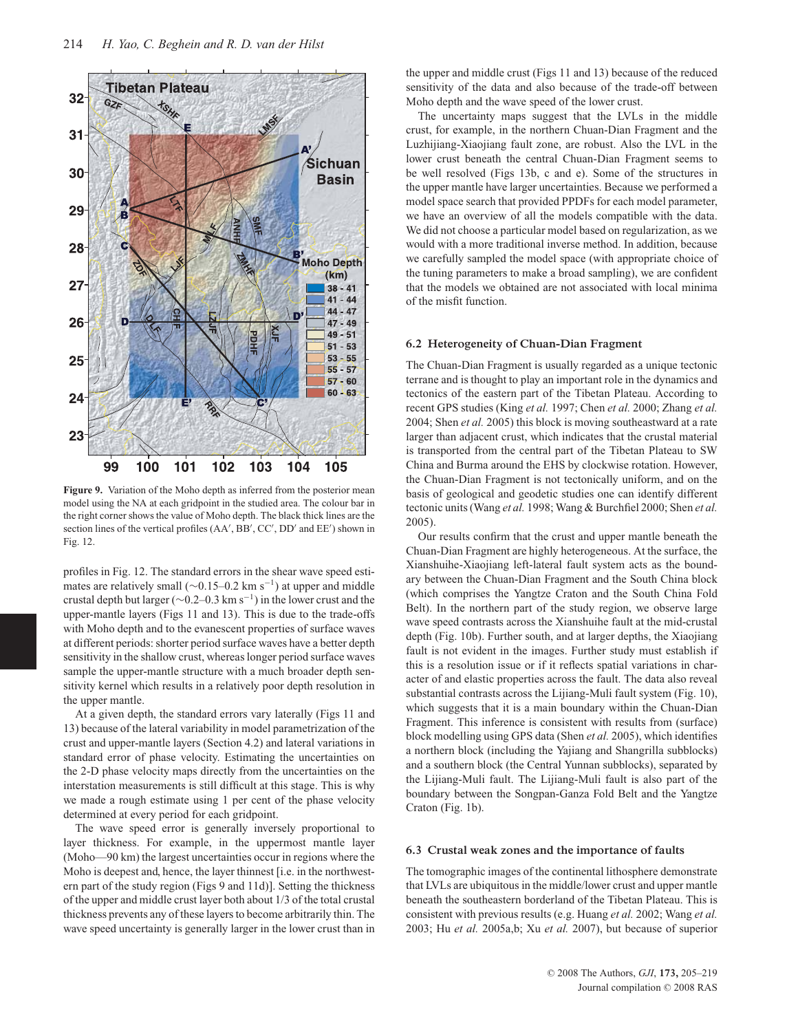**Figure 9.** Variation of the Moho depth as inferred from the posterior mean model using the NA at each gridpoint in the studied area. The colour bar in the right corner shows the value of Moho depth. The black thick lines are the section lines of the vertical profiles (AA′, BB′, CC′, DD′ and EE′) shown in Fig. 12.

profiles in Fig. 12. The standard errors in the shear wave speed estimates are relatively small (~0.15–0.2 km s$^{-1}$) at upper and middle crustal depth but larger (~0.2–0.3 km s$^{-1}$) in the lower crust and the upper-mantle layers (Figs 11 and 13). This is due to the trade-offs with Moho depth and to the evanescent properties of surface waves at different periods: shorter period surface waves have a better depth sensitivity in the shallow crust, whereas longer period surface waves sample the upper-mantle structure with a much broader depth sensitivity kernel which results in a relatively poor depth resolution in the upper mantle.

At a given depth, the standard errors vary laterally (Figs 11 and 13) because of the lateral variability in model parametrization of the crust and upper-mantle layers (Section 4.2) and lateral variations in standard error of phase velocity. Estimating the uncertainties on the 2-D phase velocity maps directly from the uncertainties on the interstation measurements is still difficult at this stage. This is why we made a rough estimate using 1 per cent of the phase velocity determined at every period for each gridpoint.

The wave speed error is generally inversely proportional to layer thickness. For example, in the uppermost mantle layer (Moho—90 km) the largest uncertainties occur in regions where the Moho is deepest and, hence, the layer thinnest [i.e. in the northwestern part of the study region (Figs 9 and 11d)]. Setting the thickness of the upper and middle crust layer both about 1/3 of the total crustal thickness prevents any of these layers to become arbitrarily thin. The wave speed uncertainty is generally larger in the lower crust than in the upper and middle crust (Figs 11 and 13) because of the reduced sensitivity of the data and also because of the trade-off between Moho depth and the wave speed of the lower crust.

The uncertainty maps suggest that the LVLs in the middle crust, for example, in the northern Chuan-Dian Fragment and the Luzhijiang-Xiaojiang fault zone, are robust. Also the LVL in the lower crust beneath the central Chuan-Dian Fragment seems to be well resolved (Figs 13b, c and e). Some of the structures in the upper mantle have larger uncertainties. Because we performed a model space search that provided PPDFs for each model parameter, we have an overview of all the models compatible with the data. We did not choose a particular model based on regularization, as we would with a more traditional inverse method. In addition, because we carefully sampled the model space (with appropriate choice of the tuning parameters to make a broad sampling), we are confident that the models we obtained are not associated with local minima of the misfit function.

### 6.2 Heterogeneity of Chuan-Dian Fragment

The Chuan-Dian Fragment is usually regarded as a unique tectonic terrane and is thought to play an important role in the dynamics and tectonics of the eastern part of the Tibetan Plateau. According to recent GPS studies (King *et al.* 1997; Chen *et al.* 2000; Zhang *et al.* 2004; Shen *et al.* 2005) this block is moving southeastward at a rate larger than adjacent crust, which indicates that the crustal material is transported from the central part of the Tibetan Plateau to SW China and Burma around the EHS by clockwise rotation. However, the Chuan-Dian Fragment is not tectonically uniform, and on the basis of geological and geodetic studies one can identify different tectonic units (Wang *et al.* 1998; Wang & Burchfiel 2000; Shen *et al.* 2005).

Our results confirm that the crust and upper mantle beneath the Chuan-Dian Fragment are highly heterogeneous. At the surface, the Xianshuihe-Xiaojiang left-lateral fault system acts as the boundary between the Chuan-Dian Fragment and the South China block (which comprises the Yangtze Craton and the South China Fold Belt). In the northern part of the study region, we observe large wave speed contrasts across the Xianshuihe fault at the mid-crustal depth (Fig. 10b). Further south, and at larger depths, the Xiaojiang fault is not evident in the images. Further study must establish if this is a resolution issue or if it reflects spatial variations in character and elastic properties across the fault. The data also reveal substantial contrasts across the Lijiang-Muli fault system (Fig. 10), which suggests that it is a main boundary within the Chuan-Dian Fragment. This inference is consistent with results from (surface) block modelling using GPS data (Shen *et al.* 2005), which identifies a northern block (including the Yajiang and Shangrilla subblocks) and a southern block (the Central Yunnan subblocks), separated by the Lijiang-Muli fault. The Lijiang-Muli fault is also part of the boundary between the Songpan-Ganza Fold Belt and the Yangtze Craton (Fig. 1b).

### 6.3 Crustal weak zones and the importance of faults

The tomographic images of the continental lithosphere demonstrate that LVLs are ubiquitous in the middle/lower crust and upper mantle beneath the southeastern borderland of the Tibetan Plateau. This is consistent with previous results (e.g. Huang *et al.* 2002; Wang *et al.* 2003; Hu *et al.* 2005a,b; Xu *et al.* 2007), but because of superior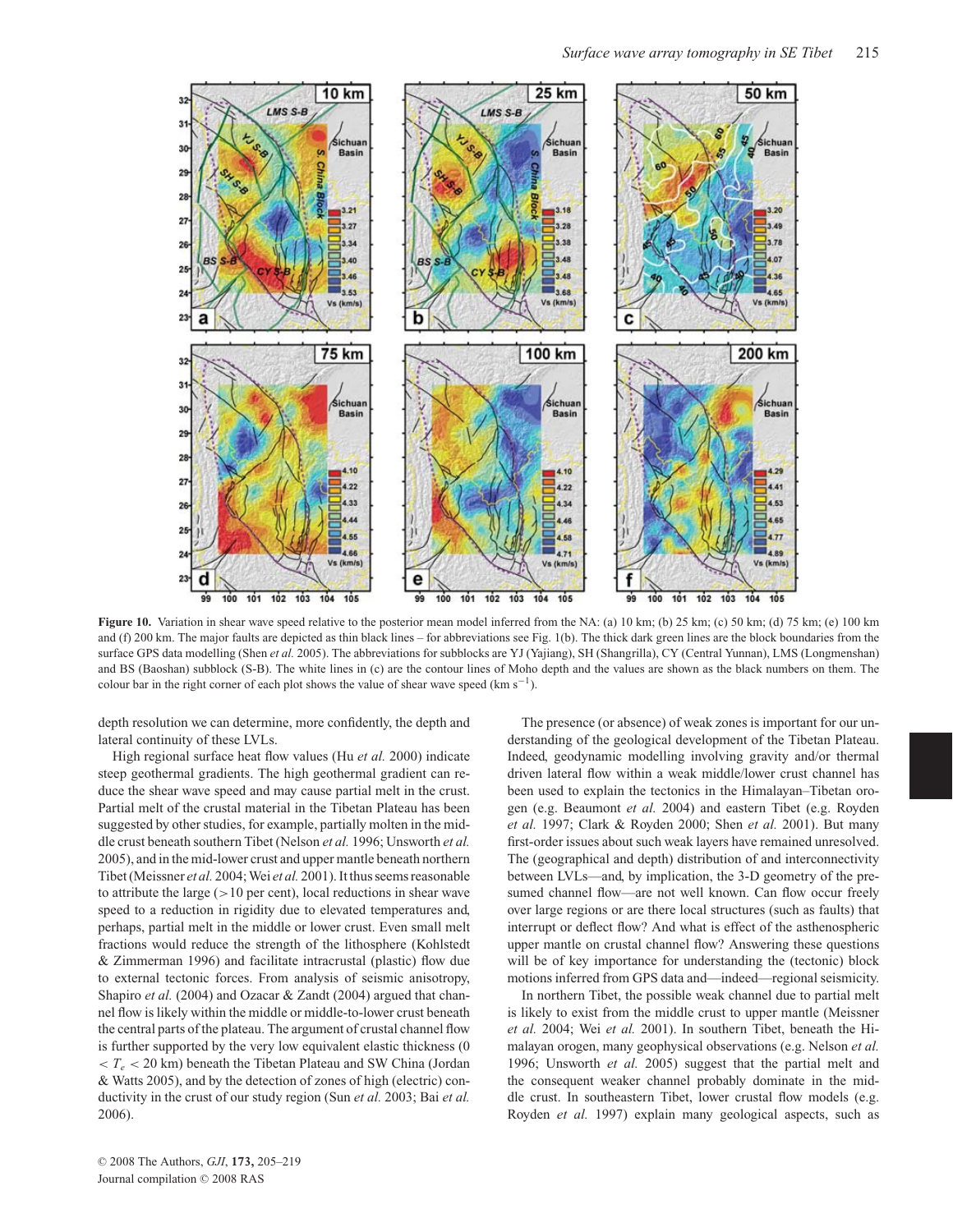**Figure 10.** Variation in shear wave speed relative to the posterior mean model inferred from the NA: (a) 10 km; (b) 25 km; (c) 50 km; (d) 75 km; (e) 100 km and (f) 200 km. The major faults are depicted as thin black lines – for abbreviations see Fig. 1(b). The thick dark green lines are the block boundaries from the surface GPS data modelling (Shen *et al.* 2005). The abbreviations for subblocks are YJ (Yajiang), SH (Shangrilla), CY (Central Yunnan), LMS (Longmenshan) and BS (Baoshan) subblock (S-B). The white lines in (c) are the contour lines of Moho depth and the values are shown as the black numbers on them. The colour bar in the right corner of each plot shows the value of shear wave speed (km s$^{-1}$).

depth resolution we can determine, more confidently, the depth and lateral continuity of these LVLs.

High regional surface heat flow values (Hu *et al.* 2000) indicate steep geothermal gradients. The high geothermal gradient can reduce the shear wave speed and may cause partial melt in the crust. Partial melt of the crustal material in the Tibetan Plateau has been suggested by other studies, for example, partially molten in the middle crust beneath southern Tibet (Nelson *et al.* 1996; Unsworth *et al.* 2005), and in the mid-lower crust and upper mantle beneath northern Tibet (Meissner *et al.* 2004; Wei *et al.* 2001). It thus seems reasonable to attribute the large (>10 per cent), local reductions in shear wave speed to a reduction in rigidity due to elevated temperatures and, perhaps, partial melt in the middle or lower crust. Even small melt fractions would reduce the strength of the lithosphere (Kohlstedt & Zimmerman 1996) and facilitate intracrustal (plastic) flow due to external tectonic forces. From analysis of seismic anisotropy, Shapiro *et al.* (2004) and Ozacar & Zandt (2004) argued that channel flow is likely within the middle or middle-to-lower crust beneath the central parts of the plateau. The argument of crustal channel flow is further supported by the very low equivalent elastic thickness ($0 < T_e < 20$ km) beneath the Tibetan Plateau and SW China (Jordan & Watts 2005), and by the detection of zones of high (electric) conductivity in the crust of our study region (Sun *et al.* 2003; Bai *et al.* 2006).

The presence (or absence) of weak zones is important for our understanding of the geological development of the Tibetan Plateau. Indeed, geodynamic modelling involving gravity and/or thermal driven lateral flow within a weak middle/lower crust channel has been used to explain the tectonics in the Himalayan–Tibetan orogen (e.g. Beaumont *et al.* 2004) and eastern Tibet (e.g. Royden *et al.* 1997; Clark & Royden 2000; Shen *et al.* 2001). But many first-order issues about such weak layers have remained unresolved. The (geographical and depth) distribution of and interconnectivity between LVLs—and, by implication, the 3-D geometry of the presumed channel flow—are not well known. Can flow occur freely over large regions or are there local structures (such as faults) that interrupt or deflect flow? And what is effect of the asthenospheric upper mantle on crustal channel flow? Answering these questions will be of key importance for understanding the (tectonic) block motions inferred from GPS data and—indeed—regional seismicity.

In northern Tibet, the possible weak channel due to partial melt is likely to exist from the middle crust to upper mantle (Meissner *et al.* 2004; Wei *et al.* 2001). In southern Tibet, beneath the Himalayan orogen, many geophysical observations (e.g. Nelson *et al.* 1996; Unsworth *et al.* 2005) suggest that the partial melt and the consequent weaker channel probably dominate in the middle crust. In southeastern Tibet, lower crustal flow models (e.g. Royden *et al.* 1997) explain many geological aspects, such as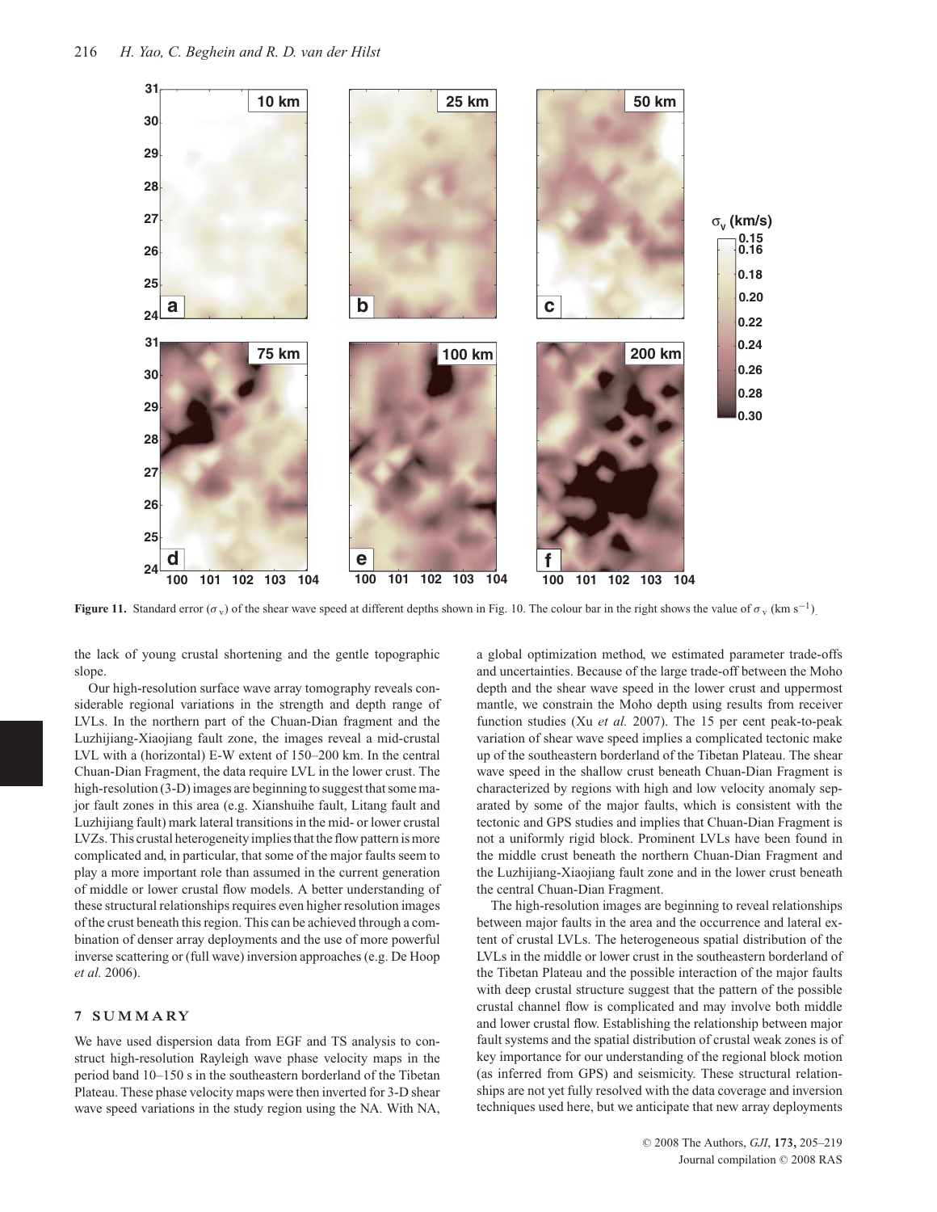10 km

25 km

50 km

a

b

c

75 km

100 km

200 km

d

e

f

31
30
29
28
27
26
25
24

100 101 102 103 104

$\sigma_v$ (km/s)

0.15
0.16
0.18
0.20
0.22
0.24
0.26
0.28
0.30

**Figure 11.** Standard error ($\sigma_v$) of the shear wave speed at different depths shown in Fig. 10. The colour bar in the right shows the value of $\sigma_v$ (km s$^{-1}$).

the lack of young crustal shortening and the gentle topographic slope.

Our high-resolution surface wave array tomography reveals considerable regional variations in the strength and depth range of LVLs. In the northern part of the Chuan-Dian fragment and the Luzhijiang-Xiaojiang fault zone, the images reveal a mid-crustal LVL with a (horizontal) E-W extent of 150–200 km. In the central Chuan-Dian Fragment, the data require LVL in the lower crust. The high-resolution (3-D) images are beginning to suggest that some major fault zones in this area (e.g. Xianshuihe fault, Litang fault and Luzhijiang fault) mark lateral transitions in the mid- or lower crustal LVZs. This crustal heterogeneity implies that the flow pattern is more complicated and, in particular, that some of the major faults seem to play a more important role than assumed in the current generation of middle or lower crustal flow models. A better understanding of these structural relationships requires even higher resolution images of the crust beneath this region. This can be achieved through a combination of denser array deployments and the use of more powerful inverse scattering or (full wave) inversion approaches (e.g. De Hoop *et al.* 2006).

## 7 SUMMARY

We have used dispersion data from EGF and TS analysis to construct high-resolution Rayleigh wave phase velocity maps in the period band 10–150 s in the southeastern borderland of the Tibetan Plateau. These phase velocity maps were then inverted for 3-D shear wave speed variations in the study region using the NA. With NA, a global optimization method, we estimated parameter trade-offs and uncertainties. Because of the large trade-off between the Moho depth and the shear wave speed in the lower crust and uppermost mantle, we constrain the Moho depth using results from receiver function studies (Xu *et al.* 2007). The 15 per cent peak-to-peak variation of shear wave speed implies a complicated tectonic make up of the southeastern borderland of the Tibetan Plateau. The shear wave speed in the shallow crust beneath Chuan-Dian Fragment is characterized by regions with high and low velocity anomaly separated by some of the major faults, which is consistent with the tectonic and GPS studies and implies that Chuan-Dian Fragment is not a uniformly rigid block. Prominent LVLs have been found in the middle crust beneath the northern Chuan-Dian Fragment and the Luzhijiang-Xiaojiang fault zone and in the lower crust beneath the central Chuan-Dian Fragment.

The high-resolution images are beginning to reveal relationships between major faults in the area and the occurrence and lateral extent of crustal LVLs. The heterogeneous spatial distribution of the LVLs in the middle or lower crust in the southeastern borderland of the Tibetan Plateau and the possible interaction of the major faults with deep crustal structure suggest that the pattern of the possible crustal channel flow is complicated and may involve both middle and lower crustal flow. Establishing the relationship between major fault systems and the spatial distribution of crustal weak zones is of key importance for our understanding of the regional block motion (as inferred from GPS) and seismicity. These structural relationships are not yet fully resolved with the data coverage and inversion techniques used here, but we anticipate that new array deployments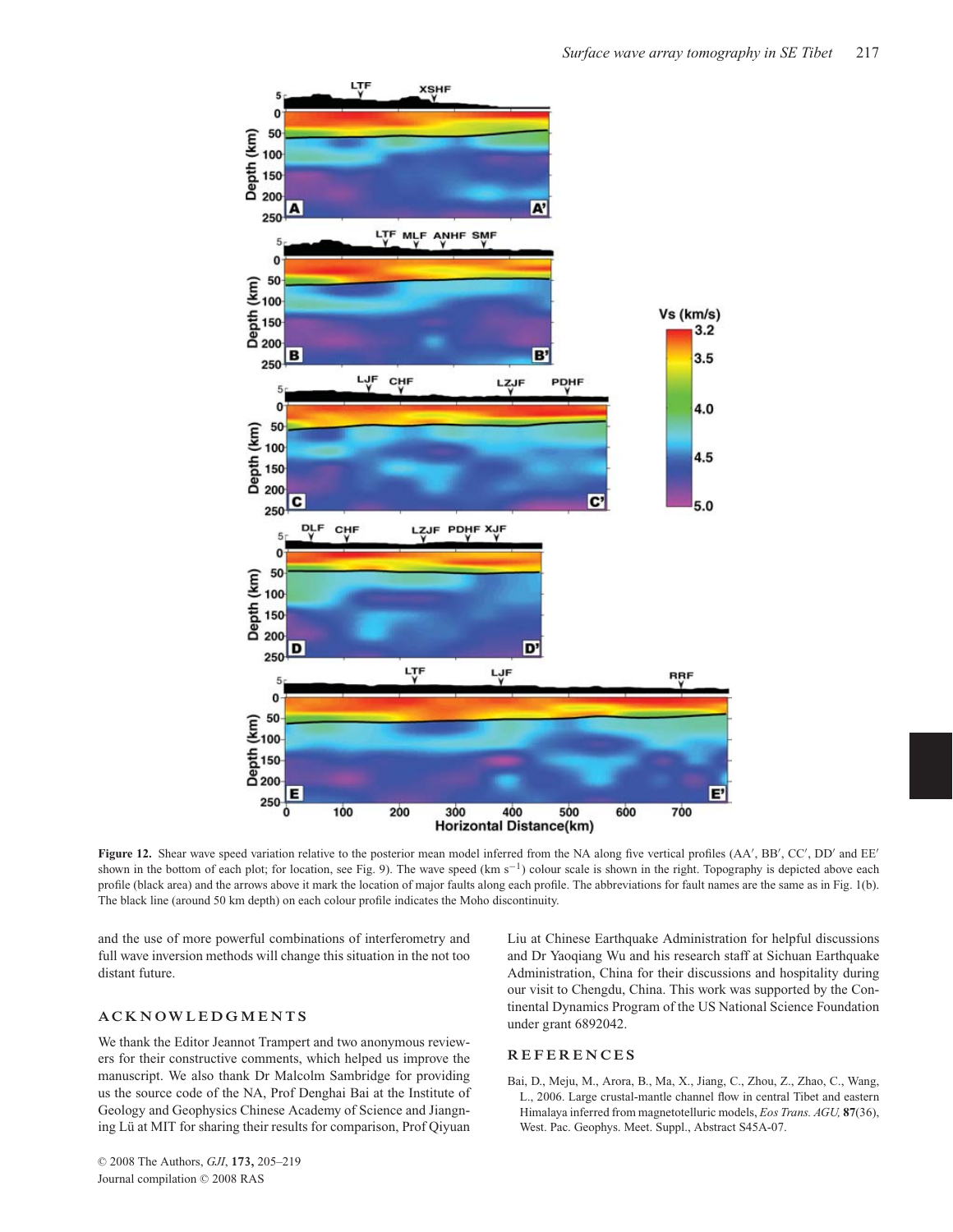**Figure 12.** Shear wave speed variation relative to the posterior mean model inferred from the NA along five vertical profiles (AA′, BB′, CC′, DD′ and EE′ shown in the bottom of each plot; for location, see Fig. 9). The wave speed (km s$^{-1}$) colour scale is shown in the right. Topography is depicted above each profile (black area) and the arrows above it mark the location of major faults along each profile. The abbreviations for fault names are the same as in Fig. 1(b). The black line (around 50 km depth) on each colour profile indicates the Moho discontinuity.

and the use of more powerful combinations of interferometry and full wave inversion methods will change this situation in the not too distant future.

## ACKNOWLEDGMENTS

We thank the Editor Jeannot Trampert and two anonymous reviewers for their constructive comments, which helped us improve the manuscript. We also thank Dr Malcolm Sambridge for providing us the source code of the NA, Prof Denghai Bai at the Institute of Geology and Geophysics Chinese Academy of Science and Jiangning Lü at MIT for sharing their results for comparison, Prof Qiyuan Liu at Chinese Earthquake Administration for helpful discussions and Dr Yaoqiang Wu and his research staff at Sichuan Earthquake Administration, China for their discussions and hospitality during our visit to Chengdu, China. This work was supported by the Continental Dynamics Program of the US National Science Foundation under grant 6892042.

## REFERENCES

Bai, D., Meju, M., Arora, B., Ma, X., Jiang, C., Zhou, Z., Zhao, C., Wang, L., 2006. Large crustal-mantle channel flow in central Tibet and eastern Himalaya inferred from magnetotelluric models, *Eos Trans. AGU,* **87**(36), West. Pac. Geophys. Meet. Suppl., Abstract S45A-07.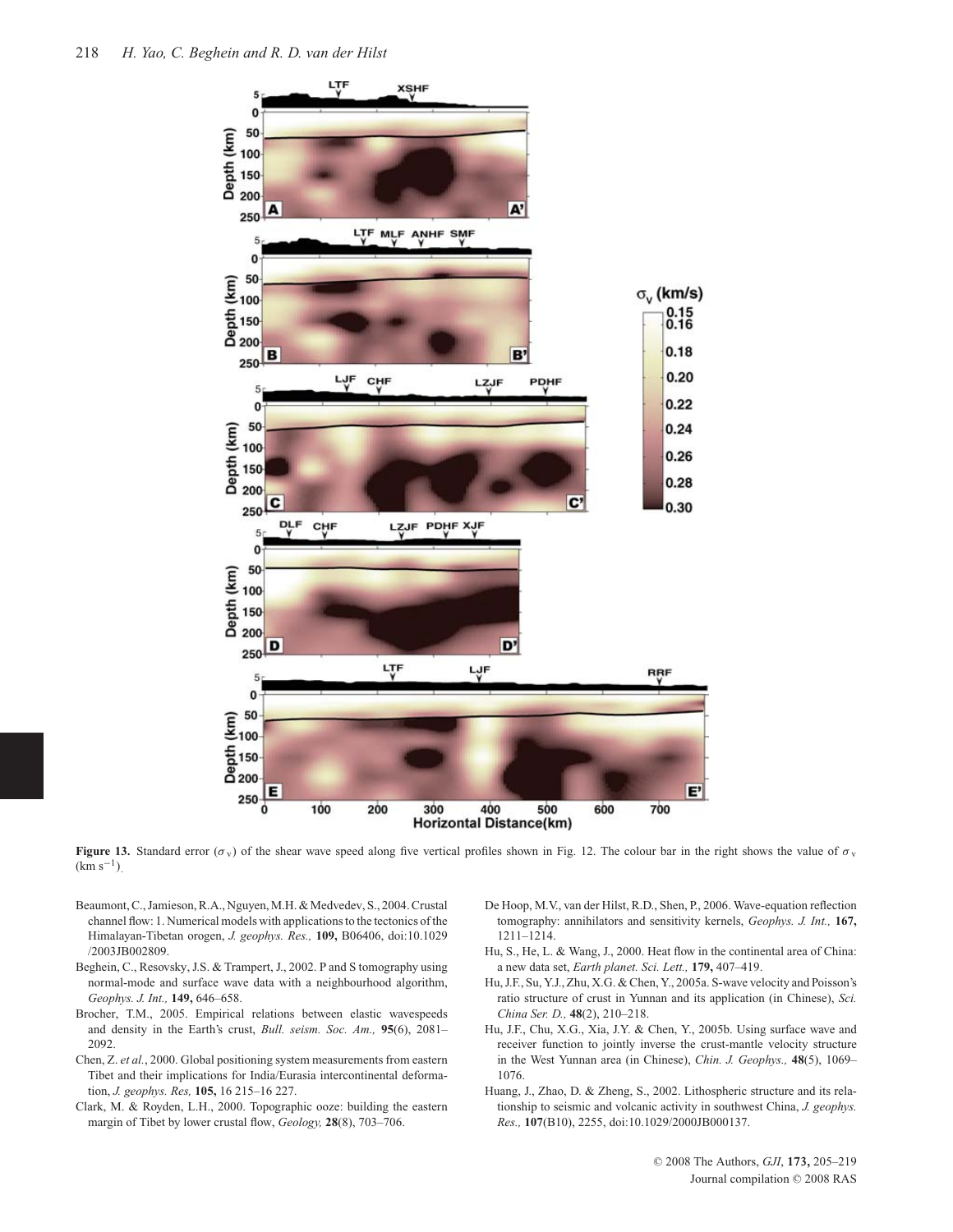**Figure 13.** Standard error ($\sigma_v$) of the shear wave speed along five vertical profiles shown in Fig. 12. The colour bar in the right shows the value of $\sigma_v$ (km s$^{-1}$).

Beaumont, C., Jamieson, R.A., Nguyen, M.H. & Medvedev, S., 2004. Crustal channel flow: 1. Numerical models with applications to the tectonics of the Himalayan-Tibetan orogen, *J. geophys. Res.,* **109,** B06406, doi:10.1029/2003JB002809.

Beghein, C., Resovsky, J.S. & Trampert, J., 2002. P and S tomography using normal-mode and surface wave data with a neighbourhood algorithm, *Geophys. J. Int.,* **149,** 646–658.

Brocher, T.M., 2005. Empirical relations between elastic wavespeeds and density in the Earth's crust, *Bull. seism. Soc. Am.,* **95**(6), 2081–2092.

Chen, Z. *et al.*, 2000. Global positioning system measurements from eastern Tibet and their implications for India/Eurasia intercontinental deformation, *J. geophys. Res,* **105,** 16 215–16 227.

Clark, M. & Royden, L.H., 2000. Topographic ooze: building the eastern margin of Tibet by lower crustal flow, *Geology,* **28**(8), 703–706.

De Hoop, M.V., van der Hilst, R.D., Shen, P., 2006. Wave-equation reflection tomography: annihilators and sensitivity kernels, *Geophys. J. Int.,* **167,** 1211–1214.

Hu, S., He, L. & Wang, J., 2000. Heat flow in the continental area of China: a new data set, *Earth planet. Sci. Lett.,* **179,** 407–419.

Hu, J.F., Su, Y.J., Zhu, X.G. & Chen, Y., 2005a. S-wave velocity and Poisson's ratio structure of crust in Yunnan and its application (in Chinese), *Sci. China Ser. D.,* **48**(2), 210–218.

Hu, J.F., Chu, X.G., Xia, J.Y. & Chen, Y., 2005b. Using surface wave and receiver function to jointly inverse the crust-mantle velocity structure in the West Yunnan area (in Chinese), *Chin. J. Geophys.,* **48**(5), 1069–1076.

Huang, J., Zhao, D. & Zheng, S., 2002. Lithospheric structure and its relationship to seismic and volcanic activity in southwest China, *J. geophys. Res.,* **107**(B10), 2255, doi:10.1029/2000JB000137.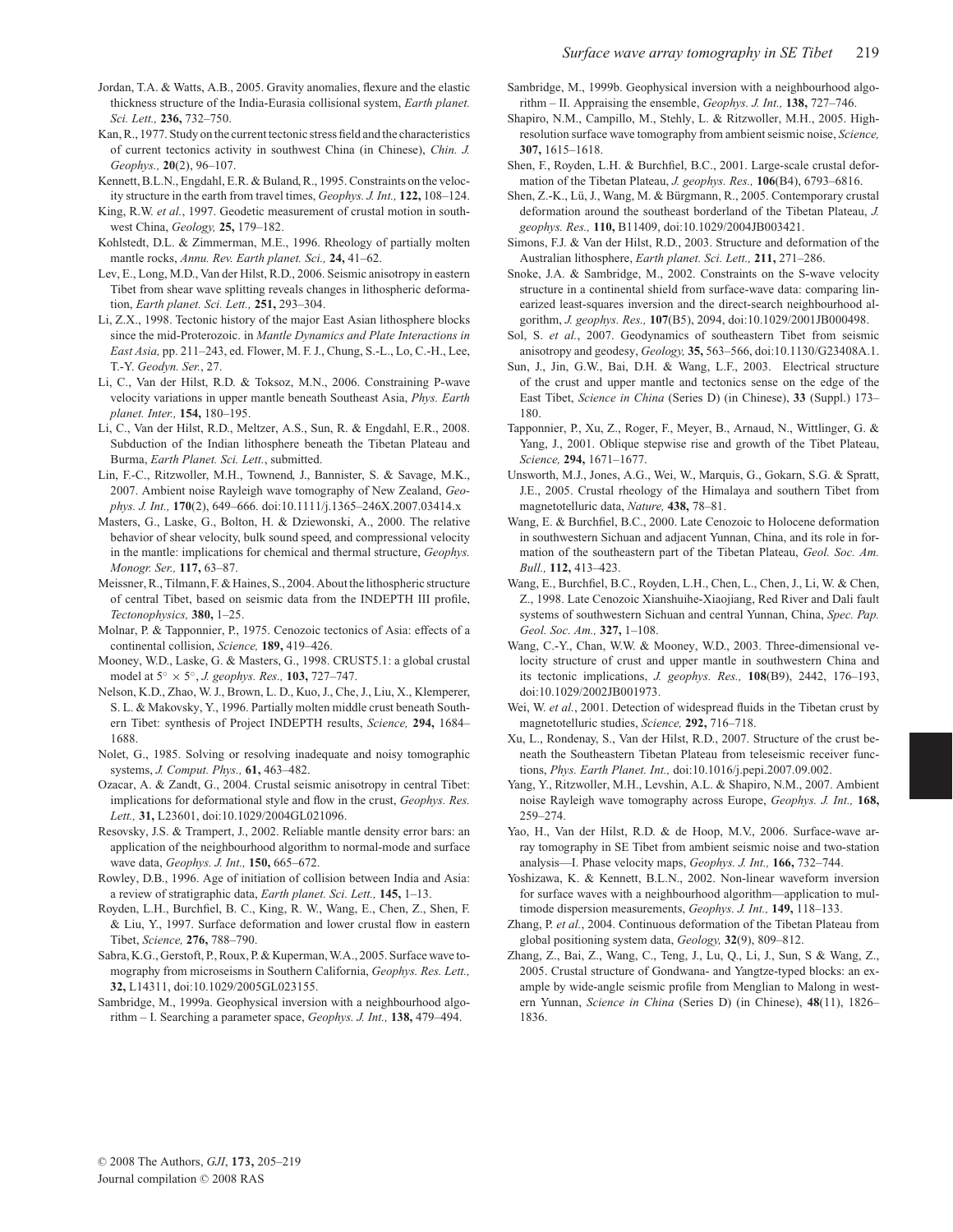Jordan, T.A. & Watts, A.B., 2005. Gravity anomalies, flexure and the elastic thickness structure of the India-Eurasia collisional system, *Earth planet. Sci. Lett.,* **236,** 732–750.

Kan, R., 1977. Study on the current tectonic stress field and the characteristics of current tectonics activity in southwest China (in Chinese), *Chin. J. Geophys.,* **20**(2), 96–107.

Kennett, B.L.N., Engdahl, E.R. & Buland, R., 1995. Constraints on the velocity structure in the earth from travel times, *Geophys. J. Int.,* **122,** 108–124.

King, R.W. *et al.*, 1997. Geodetic measurement of crustal motion in southwest China, *Geology,* **25,** 179–182.

Kohlstedt, D.L. & Zimmerman, M.E., 1996. Rheology of partially molten mantle rocks, *Annu. Rev. Earth planet. Sci.,* **24,** 41–62.

Lev, E., Long, M.D., Van der Hilst, R.D., 2006. Seismic anisotropy in eastern Tibet from shear wave splitting reveals changes in lithospheric deformation, *Earth planet. Sci. Lett.,* **251,** 293–304.

Li, Z.X., 1998. Tectonic history of the major East Asian lithosphere blocks since the mid-Proterozoic. in *Mantle Dynamics and Plate Interactions in East Asia,* pp. 211–243, ed. Flower, M. F. J., Chung, S.-L., Lo, C.-H., Lee, T.-Y. *Geodyn. Ser.*, 27.

Li, C., Van der Hilst, R.D. & Toksoz, M.N., 2006. Constraining P-wave velocity variations in upper mantle beneath Southeast Asia, *Phys. Earth planet. Inter.,* **154,** 180–195.

Li, C., Van der Hilst, R.D., Meltzer, A.S., Sun, R. & Engdahl, E.R., 2008. Subduction of the Indian lithosphere beneath the Tibetan Plateau and Burma, *Earth Planet. Sci. Lett.*, submitted.

Lin, F.-C., Ritzwoller, M.H., Townend, J., Bannister, S. & Savage, M.K., 2007. Ambient noise Rayleigh wave tomography of New Zealand, *Geophys. J. Int.,* **170**(2), 649–666. doi:10.1111/j.1365–246X.2007.03414.x

Masters, G., Laske, G., Bolton, H. & Dziewonski, A., 2000. The relative behavior of shear velocity, bulk sound speed, and compressional velocity in the mantle: implications for chemical and thermal structure, *Geophys. Monogr. Ser.,* **117,** 63–87.

Meissner, R., Tilmann, F. & Haines, S., 2004. About the lithospheric structure of central Tibet, based on seismic data from the INDEPTH III profile, *Tectonophysics,* **380,** 1–25.

Molnar, P. & Tapponnier, P., 1975. Cenozoic tectonics of Asia: effects of a continental collision, *Science,* **189,** 419–426.

Mooney, W.D., Laske, G. & Masters, G., 1998. CRUST5.1: a global crustal model at $5^{\circ} \times 5^{\circ}$, *J. geophys. Res.,* **103,** 727–747.

Nelson, K.D., Zhao, W. J., Brown, L. D., Kuo, J., Che, J., Liu, X., Klemperer, S. L. & Makovsky, Y., 1996. Partially molten middle crust beneath Southern Tibet: synthesis of Project INDEPTH results, *Science,* **294,** 1684–1688.

Nolet, G., 1985. Solving or resolving inadequate and noisy tomographic systems, *J. Comput. Phys.,* **61,** 463–482.

Ozacar, A. & Zandt, G., 2004. Crustal seismic anisotropy in central Tibet: implications for deformational style and flow in the crust, *Geophys. Res. Lett.,* **31,** L23601, doi:10.1029/2004GL021096.

Resovsky, J.S. & Trampert, J., 2002. Reliable mantle density error bars: an application of the neighbourhood algorithm to normal-mode and surface wave data, *Geophys. J. Int.,* **150,** 665–672.

Rowley, D.B., 1996. Age of initiation of collision between India and Asia: a review of stratigraphic data, *Earth planet. Sci. Lett.,* **145,** 1–13.

Royden, L.H., Burchfiel, B. C., King, R. W., Wang, E., Chen, Z., Shen, F. & Liu, Y., 1997. Surface deformation and lower crustal flow in eastern Tibet, *Science,* **276,** 788–790.

Sabra, K.G., Gerstoft, P., Roux, P. & Kuperman, W.A., 2005. Surface wave tomography from microseisms in Southern California, *Geophys. Res. Lett.,* **32,** L14311, doi:10.1029/2005GL023155.

Sambridge, M., 1999a. Geophysical inversion with a neighbourhood algorithm – I. Searching a parameter space, *Geophys. J. Int.,* **138,** 479–494.

Sambridge, M., 1999b. Geophysical inversion with a neighbourhood algorithm – II. Appraising the ensemble, *Geophys. J. Int.,* **138,** 727–746.

Shapiro, N.M., Campillo, M., Stehly, L. & Ritzwoller, M.H., 2005. High-resolution surface wave tomography from ambient seismic noise, *Science,* **307,** 1615–1618.

Shen, F., Royden, L.H. & Burchfiel, B.C., 2001. Large-scale crustal deformation of the Tibetan Plateau, *J. geophys. Res.,* **106**(B4), 6793–6816.

Shen, Z.-K., Lü, J., Wang, M. & Bürgmann, R., 2005. Contemporary crustal deformation around the southeast borderland of the Tibetan Plateau, *J. geophys. Res.,* **110,** B11409, doi:10.1029/2004JB003421.

Simons, F.J. & Van der Hilst, R.D., 2003. Structure and deformation of the Australian lithosphere, *Earth planet. Sci. Lett.,* **211,** 271–286.

Snoke, J.A. & Sambridge, M., 2002. Constraints on the S-wave velocity structure in a continental shield from surface-wave data: comparing linearized least-squares inversion and the direct-search neighbourhood algorithm, *J. geophys. Res.,* **107**(B5), 2094, doi:10.1029/2001JB000498.

Sol, S. *et al.*, 2007. Geodynamics of southeastern Tibet from seismic anisotropy and geodesy, *Geology,* **35,** 563–566, doi:10.1130/G23408A.1.

Sun, J., Jin, G.W., Bai, D.H. & Wang, L.F., 2003. Electrical structure of the crust and upper mantle and tectonics sense on the edge of the East Tibet, *Science in China* (Series D) (in Chinese), **33** (Suppl.) 173–180.

Tapponnier, P., Xu, Z., Roger, F., Meyer, B., Arnaud, N., Wittlinger, G. & Yang, J., 2001. Oblique stepwise rise and growth of the Tibet Plateau, *Science,* **294,** 1671–1677.

Unsworth, M.J., Jones, A.G., Wei, W., Marquis, G., Gokarn, S.G. & Spratt, J.E., 2005. Crustal rheology of the Himalaya and southern Tibet from magnetotelluric data, *Nature,* **438,** 78–81.

Wang, E. & Burchfiel, B.C., 2000. Late Cenozoic to Holocene deformation in southwestern Sichuan and adjacent Yunnan, China, and its role in formation of the southeastern part of the Tibetan Plateau, *Geol. Soc. Am. Bull.,* **112,** 413–423.

Wang, E., Burchfiel, B.C., Royden, L.H., Chen, L., Chen, J., Li, W. & Chen, Z., 1998. Late Cenozoic Xianshuihe-Xiaojiang, Red River and Dali fault systems of southwestern Sichuan and central Yunnan, China, *Spec. Pap. Geol. Soc. Am.,* **327,** 1–108.

Wang, C.-Y., Chan, W.W. & Mooney, W.D., 2003. Three-dimensional velocity structure of crust and upper mantle in southwestern China and its tectonic implications, *J. geophys. Res.,* **108**(B9), 2442, 176–193, doi:10.1029/2002JB001973.

Wei, W. *et al.*, 2001. Detection of widespread fluids in the Tibetan crust by magnetotelluric studies, *Science,* **292,** 716–718.

Xu, L., Rondenay, S., Van der Hilst, R.D., 2007. Structure of the crust beneath the Southeastern Tibetan Plateau from teleseismic receiver functions, *Phys. Earth Planet. Int.,* doi:10.1016/j.pepi.2007.09.002.

Yang, Y., Ritzwoller, M.H., Levshin, A.L. & Shapiro, N.M., 2007. Ambient noise Rayleigh wave tomography across Europe, *Geophys. J. Int.,* **168,** 259–274.

Yao, H., Van der Hilst, R.D. & de Hoop, M.V., 2006. Surface-wave array tomography in SE Tibet from ambient seismic noise and two-station analysis—I. Phase velocity maps, *Geophys. J. Int.,* **166,** 732–744.

Yoshizawa, K. & Kennett, B.L.N., 2002. Non-linear waveform inversion for surface waves with a neighbourhood algorithm—application to multimode dispersion measurements, *Geophys. J. Int.,* **149,** 118–133.

Zhang, P. *et al.*, 2004. Continuous deformation of the Tibetan Plateau from global positioning system data, *Geology,* **32**(9), 809–812.

Zhang, Z., Bai, Z., Wang, C., Teng, J., Lu, Q., Li, J., Sun, S & Wang, Z., 2005. Crustal structure of Gondwana- and Yangtze-typed blocks: an example by wide-angle seismic profile from Menglian to Malong in western Yunnan, *Science in China* (Series D) (in Chinese), **48**(11), 1826–1836.